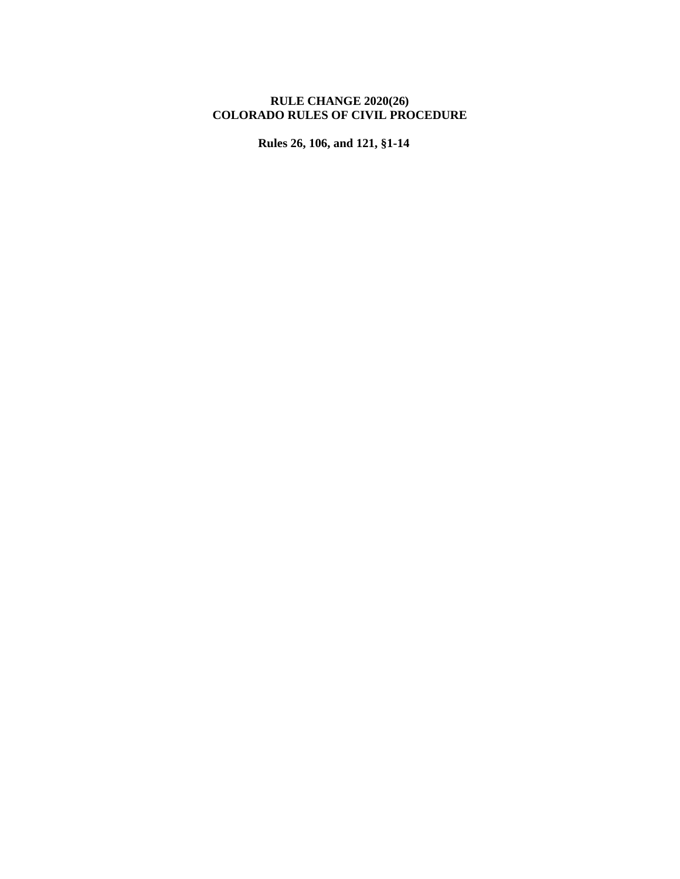# RULE CHANGE 2020(26)
# COLORADO RULES OF CIVIL PROCEDURE

**Rules 26, 106, and 121, §1-14**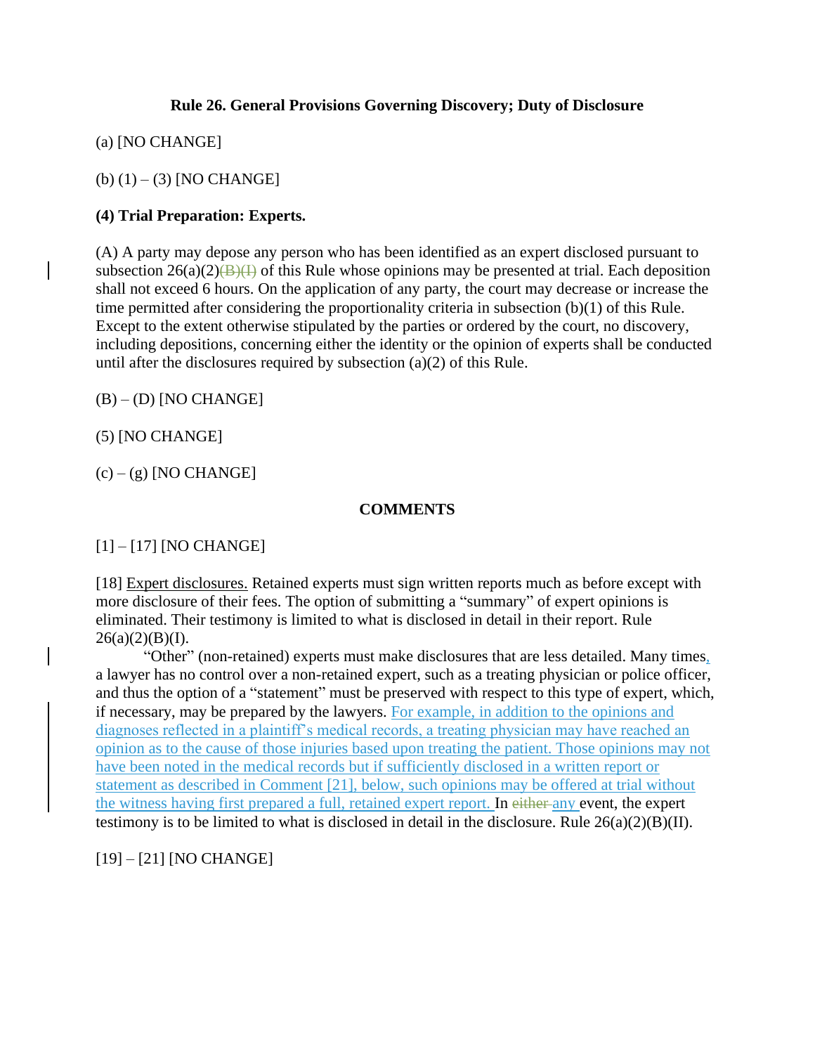### Rule 26. General Provisions Governing Discovery; Duty of Disclosure

(a) [NO CHANGE]

(b) (1) – (3) [NO CHANGE]

**(4) Trial Preparation: Experts.**

(A) A party may depose any person who has been identified as an expert disclosed pursuant to subsection 26(a)(2)~~(B)(I)~~ of this Rule whose opinions may be presented at trial. Each deposition shall not exceed 6 hours. On the application of any party, the court may decrease or increase the time permitted after considering the proportionality criteria in subsection (b)(1) of this Rule. Except to the extent otherwise stipulated by the parties or ordered by the court, no discovery, including depositions, concerning either the identity or the opinion of experts shall be conducted until after the disclosures required by subsection (a)(2) of this Rule.

(B) – (D) [NO CHANGE]

(5) [NO CHANGE]

(c) – (g) [NO CHANGE]

### COMMENTS

[1] – [17] [NO CHANGE]

[18] <u>Expert disclosures.</u> Retained experts must sign written reports much as before except with more disclosure of their fees. The option of submitting a "summary" of expert opinions is eliminated. Their testimony is limited to what is disclosed in detail in their report. Rule 26(a)(2)(B)(I).

"Other" (non-retained) experts must make disclosures that are less detailed. Many times<u>,</u> a lawyer has no control over a non-retained expert, such as a treating physician or police officer, and thus the option of a "statement" must be preserved with respect to this type of expert, which, if necessary, may be prepared by the lawyers. <u>For example, in addition to the opinions and diagnoses reflected in a plaintiff's medical records, a treating physician may have reached an opinion as to the cause of those injuries based upon treating the patient. Those opinions may not have been noted in the medical records but if sufficiently disclosed in a written report or statement as described in Comment [21], below, such opinions may be offered at trial without the witness having first prepared a full, retained expert report.</u> In ~~either~~ <u>any</u> event, the expert testimony is to be limited to what is disclosed in detail in the disclosure. Rule 26(a)(2)(B)(II).

[19] – [21] [NO CHANGE]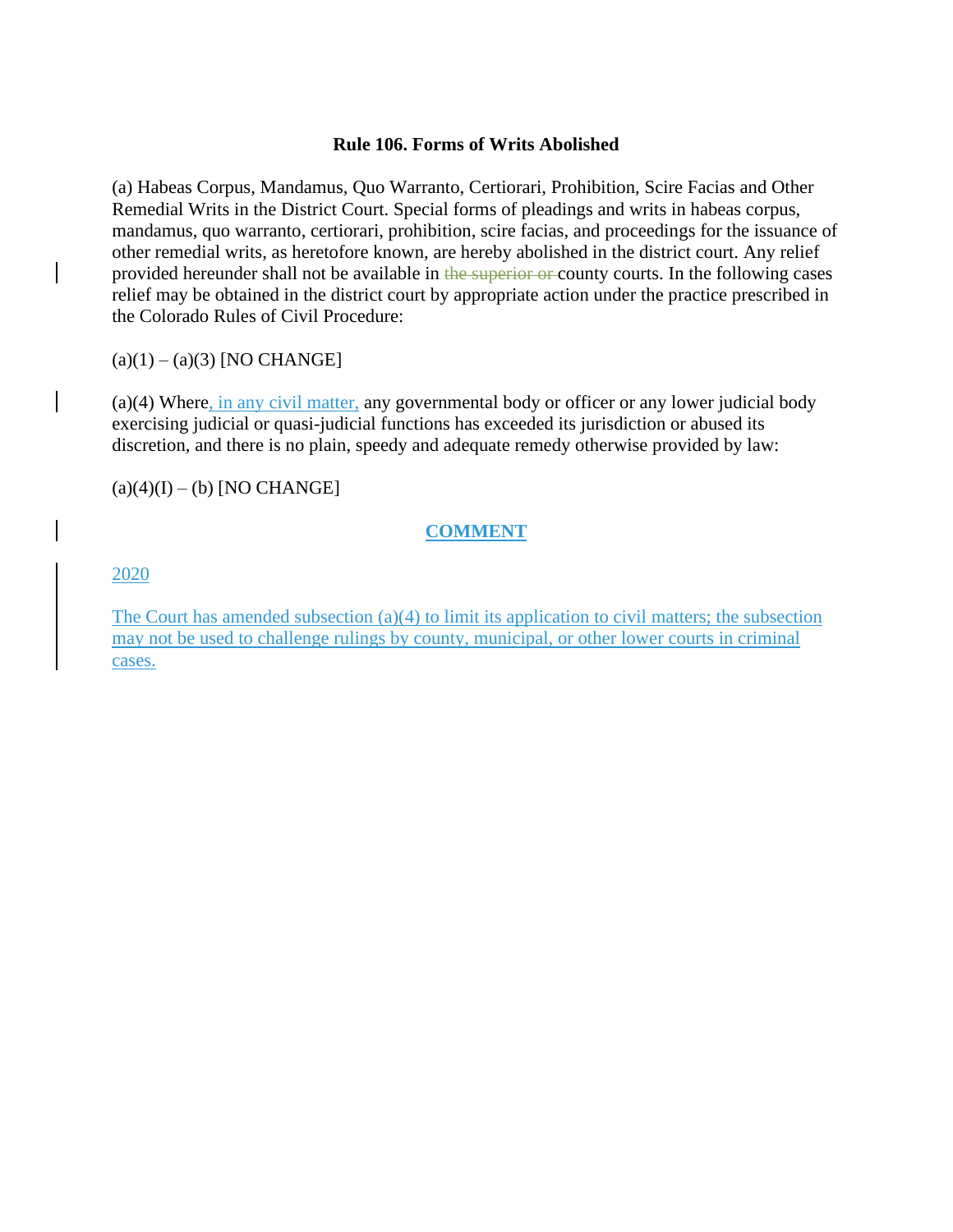**Rule 106. Forms of Writs Abolished**

(a) Habeas Corpus, Mandamus, Quo Warranto, Certiorari, Prohibition, Scire Facias and Other Remedial Writs in the District Court. Special forms of pleadings and writs in habeas corpus, mandamus, quo warranto, certiorari, prohibition, scire facias, and proceedings for the issuance of other remedial writs, as heretofore known, are hereby abolished in the district court. Any relief provided hereunder shall not be available in ~~the superior or~~ county courts. In the following cases relief may be obtained in the district court by appropriate action under the practice prescribed in the Colorado Rules of Civil Procedure:

(a)(1) – (a)(3) [NO CHANGE]

(a)(4) Where, in any civil matter, any governmental body or officer or any lower judicial body exercising judicial or quasi-judicial functions has exceeded its jurisdiction or abused its discretion, and there is no plain, speedy and adequate remedy otherwise provided by law:

(a)(4)(I) – (b) [NO CHANGE]

**COMMENT**

2020

The Court has amended subsection (a)(4) to limit its application to civil matters; the subsection may not be used to challenge rulings by county, municipal, or other lower courts in criminal cases.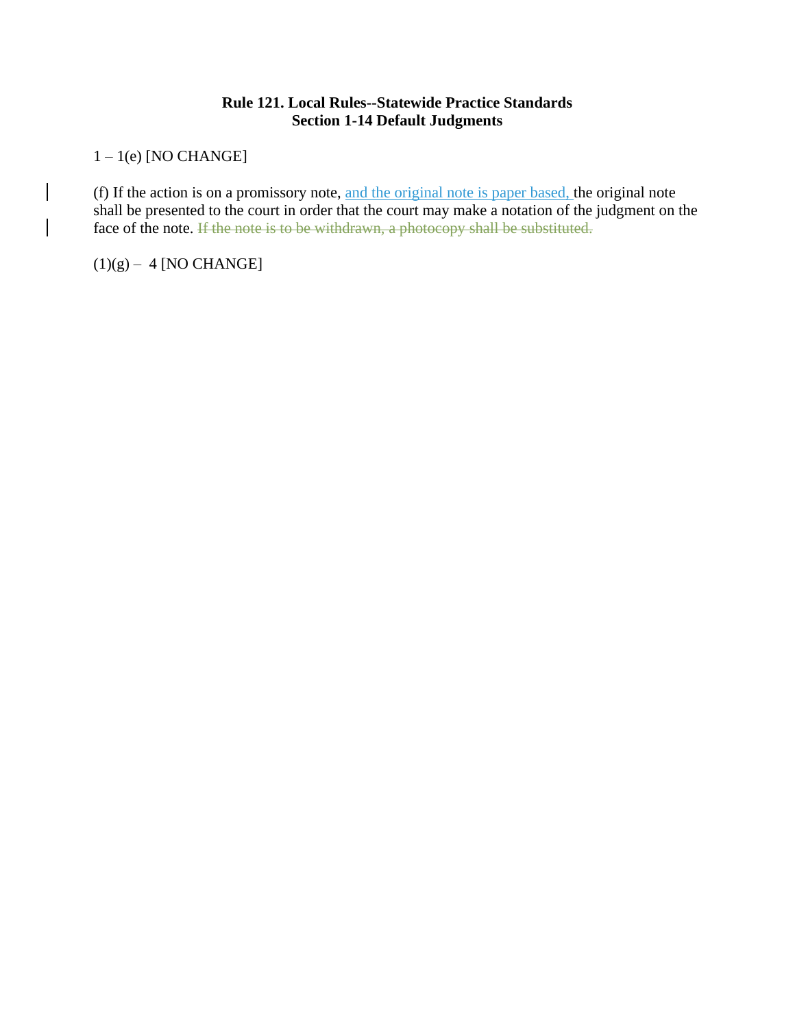**Rule 121. Local Rules--Statewide Practice Standards**
**Section 1-14 Default Judgments**

1 – 1(e) [NO CHANGE]

(f) If the action is on a promissory note, <u>and the original note is paper based,</u> the original note shall be presented to the court in order that the court may make a notation of the judgment on the face of the note. ~~If the note is to be withdrawn, a photocopy shall be substituted.~~

(1)(g) – 4 [NO CHANGE]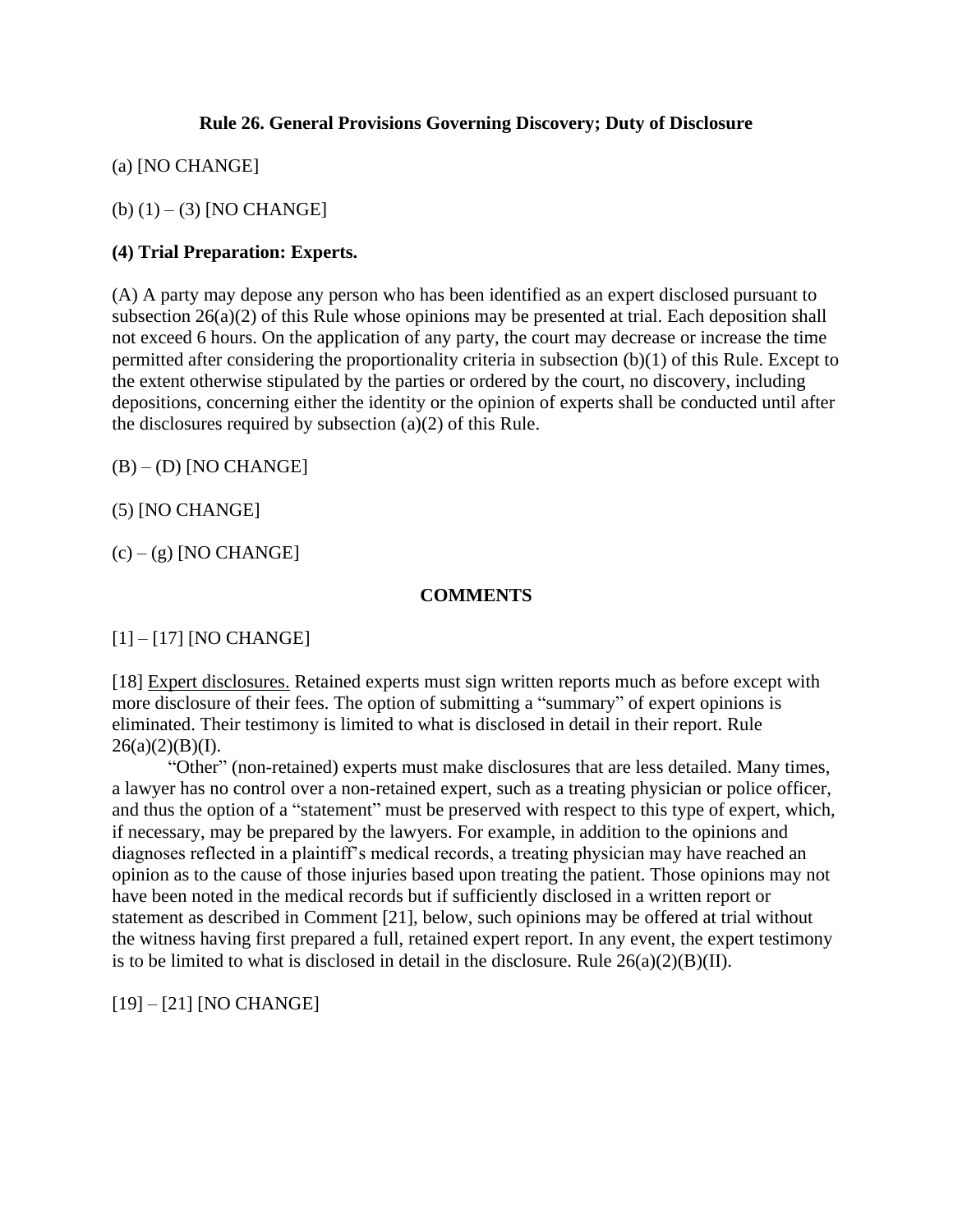**Rule 26. General Provisions Governing Discovery; Duty of Disclosure**

(a) [NO CHANGE]

(b) (1) – (3) [NO CHANGE]

**(4) Trial Preparation: Experts.**

(A) A party may depose any person who has been identified as an expert disclosed pursuant to subsection 26(a)(2) of this Rule whose opinions may be presented at trial. Each deposition shall not exceed 6 hours. On the application of any party, the court may decrease or increase the time permitted after considering the proportionality criteria in subsection (b)(1) of this Rule. Except to the extent otherwise stipulated by the parties or ordered by the court, no discovery, including depositions, concerning either the identity or the opinion of experts shall be conducted until after the disclosures required by subsection (a)(2) of this Rule.

(B) – (D) [NO CHANGE]

(5) [NO CHANGE]

(c) – (g) [NO CHANGE]

**COMMENTS**

[1] – [17] [NO CHANGE]

[18] Expert disclosures. Retained experts must sign written reports much as before except with more disclosure of their fees. The option of submitting a "summary" of expert opinions is eliminated. Their testimony is limited to what is disclosed in detail in their report. Rule 26(a)(2)(B)(I).

"Other" (non-retained) experts must make disclosures that are less detailed. Many times, a lawyer has no control over a non-retained expert, such as a treating physician or police officer, and thus the option of a "statement" must be preserved with respect to this type of expert, which, if necessary, may be prepared by the lawyers. For example, in addition to the opinions and diagnoses reflected in a plaintiff's medical records, a treating physician may have reached an opinion as to the cause of those injuries based upon treating the patient. Those opinions may not have been noted in the medical records but if sufficiently disclosed in a written report or statement as described in Comment [21], below, such opinions may be offered at trial without the witness having first prepared a full, retained expert report. In any event, the expert testimony is to be limited to what is disclosed in detail in the disclosure. Rule 26(a)(2)(B)(II).

[19] – [21] [NO CHANGE]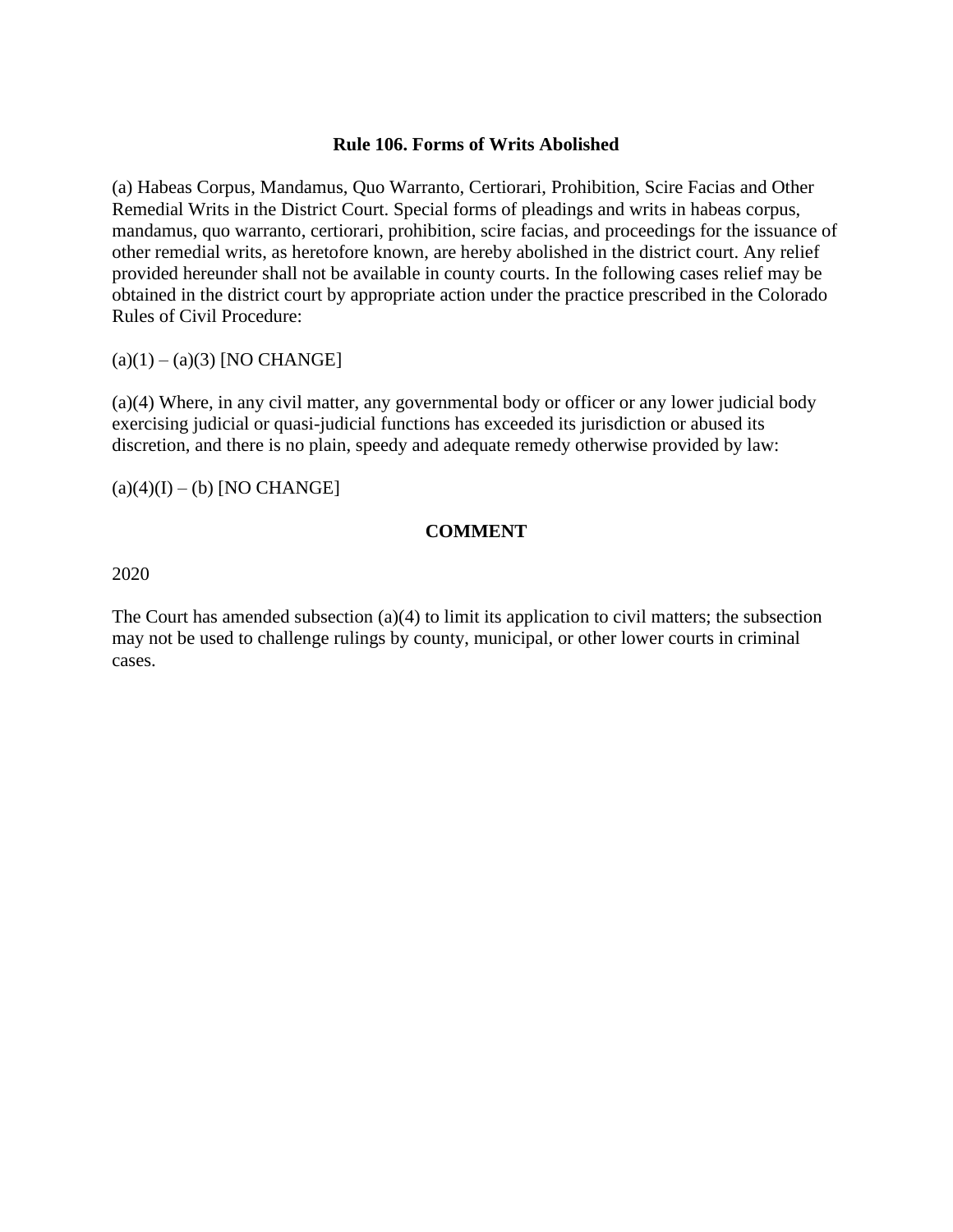**Rule 106. Forms of Writs Abolished**

(a) Habeas Corpus, Mandamus, Quo Warranto, Certiorari, Prohibition, Scire Facias and Other Remedial Writs in the District Court. Special forms of pleadings and writs in habeas corpus, mandamus, quo warranto, certiorari, prohibition, scire facias, and proceedings for the issuance of other remedial writs, as heretofore known, are hereby abolished in the district court. Any relief provided hereunder shall not be available in county courts. In the following cases relief may be obtained in the district court by appropriate action under the practice prescribed in the Colorado Rules of Civil Procedure:

(a)(1) – (a)(3) [NO CHANGE]

(a)(4) Where, in any civil matter, any governmental body or officer or any lower judicial body exercising judicial or quasi-judicial functions has exceeded its jurisdiction or abused its discretion, and there is no plain, speedy and adequate remedy otherwise provided by law:

(a)(4)(I) – (b) [NO CHANGE]

**COMMENT**

2020

The Court has amended subsection (a)(4) to limit its application to civil matters; the subsection may not be used to challenge rulings by county, municipal, or other lower courts in criminal cases.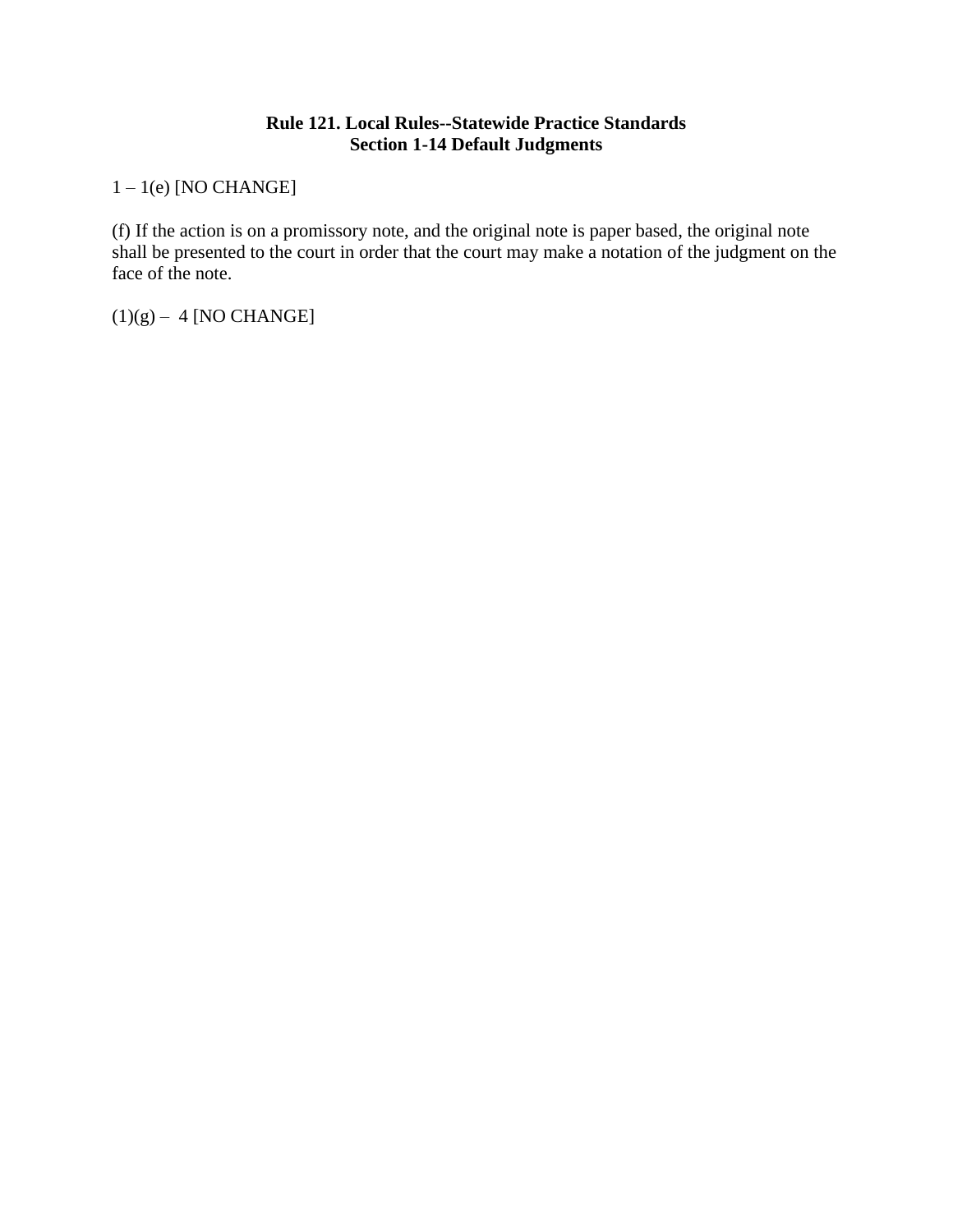**Rule 121. Local Rules--Statewide Practice Standards**
**Section 1-14 Default Judgments**

1 – 1(e) [NO CHANGE]

(f) If the action is on a promissory note, and the original note is paper based, the original note shall be presented to the court in order that the court may make a notation of the judgment on the face of the note.

(1)(g) – 4 [NO CHANGE]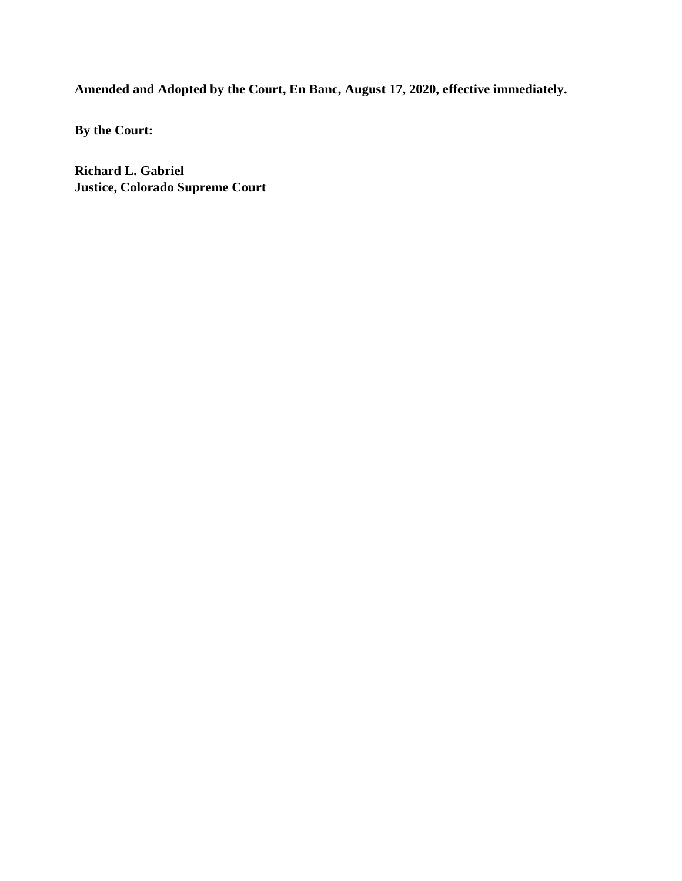**Amended and Adopted by the Court, En Banc, August 17, 2020, effective immediately.**

**By the Court:**

**Richard L. Gabriel**
**Justice, Colorado Supreme Court**